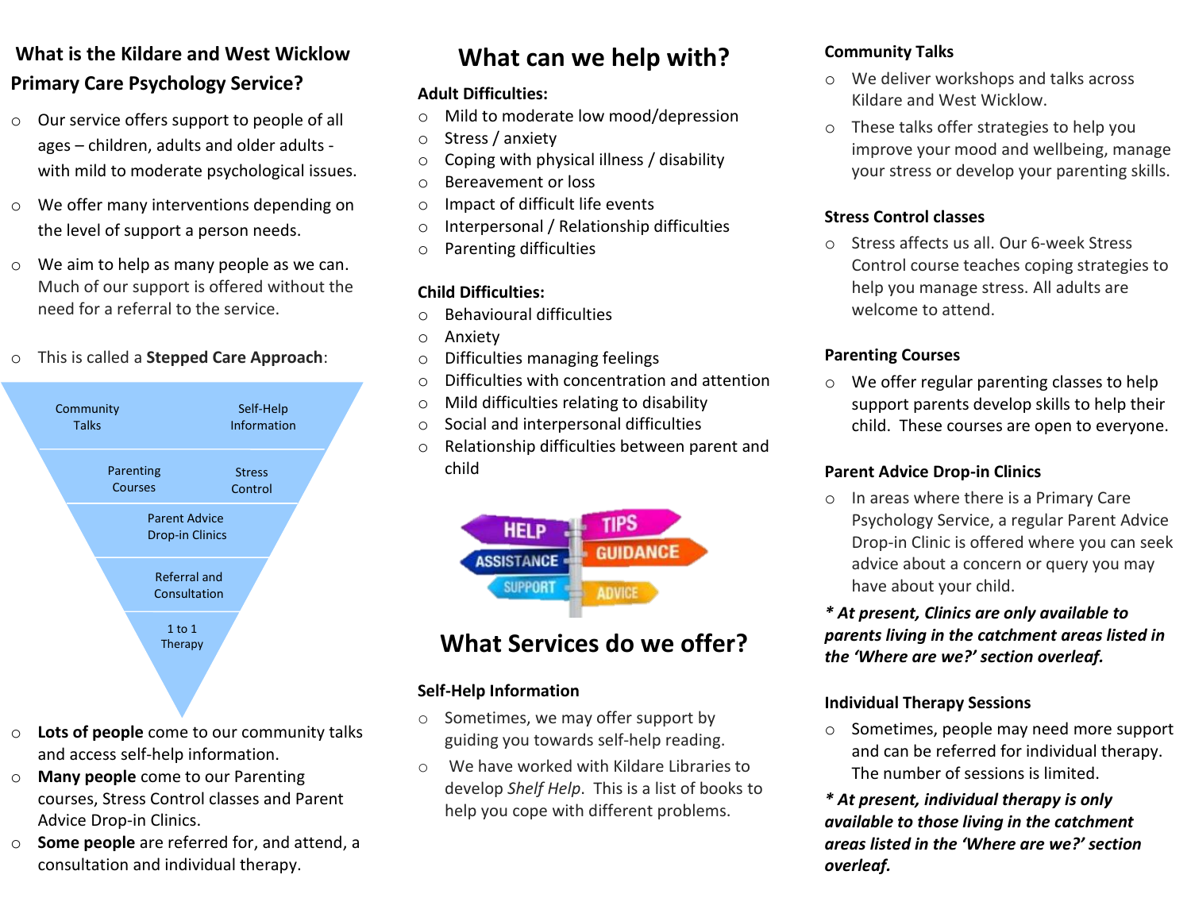## What is the Kildare and West Wicklow Primary Care Psychology Service?

- Our service offers support to people of all ages – children, adults and older adults - with mild to moderate psychological issues.
- We offer many interventions depending on the level of support a person needs.
- We aim to help as many people as we can. Much of our support is offered without the need for a referral to the service.
- This is called a **Stepped Care Approach**:

Community Talks | Self-Help Information
Parenting Courses | Stress Control
Parent Advice Drop-in Clinics
Referral and Consultation
1 to 1 Therapy

- **Lots of people** come to our community talks and access self-help information.
- **Many people** come to our Parenting courses, Stress Control classes and Parent Advice Drop-in Clinics.
- **Some people** are referred for, and attend, a consultation and individual therapy.

## What can we help with?

**Adult Difficulties:**

- Mild to moderate low mood/depression
- Stress / anxiety
- Coping with physical illness / disability
- Bereavement or loss
- Impact of difficult life events
- Interpersonal / Relationship difficulties
- Parenting difficulties

**Child Difficulties:**

- Behavioural difficulties
- Anxiety
- Difficulties managing feelings
- Difficulties with concentration and attention
- Mild difficulties relating to disability
- Social and interpersonal difficulties
- Relationship difficulties between parent and child

## What Services do we offer?

**Self-Help Information**

- Sometimes, we may offer support by guiding you towards self-help reading.
- We have worked with Kildare Libraries to develop *Shelf Help*. This is a list of books to help you cope with different problems.

**Community Talks**

- We deliver workshops and talks across Kildare and West Wicklow.
- These talks offer strategies to help you improve your mood and wellbeing, manage your stress or develop your parenting skills.

**Stress Control classes**

- Stress affects us all. Our 6-week Stress Control course teaches coping strategies to help you manage stress. All adults are welcome to attend.

**Parenting Courses**

- We offer regular parenting classes to help support parents develop skills to help their child. These courses are open to everyone.

**Parent Advice Drop-in Clinics**

- In areas where there is a Primary Care Psychology Service, a regular Parent Advice Drop-in Clinic is offered where you can seek advice about a concern or query you may have about your child.

***\* At present, Clinics are only available to parents living in the catchment areas listed in the 'Where are we?' section overleaf.***

**Individual Therapy Sessions**

- Sometimes, people may need more support and can be referred for individual therapy. The number of sessions is limited.

***\* At present, individual therapy is only available to those living in the catchment areas listed in the 'Where are we?' section overleaf.***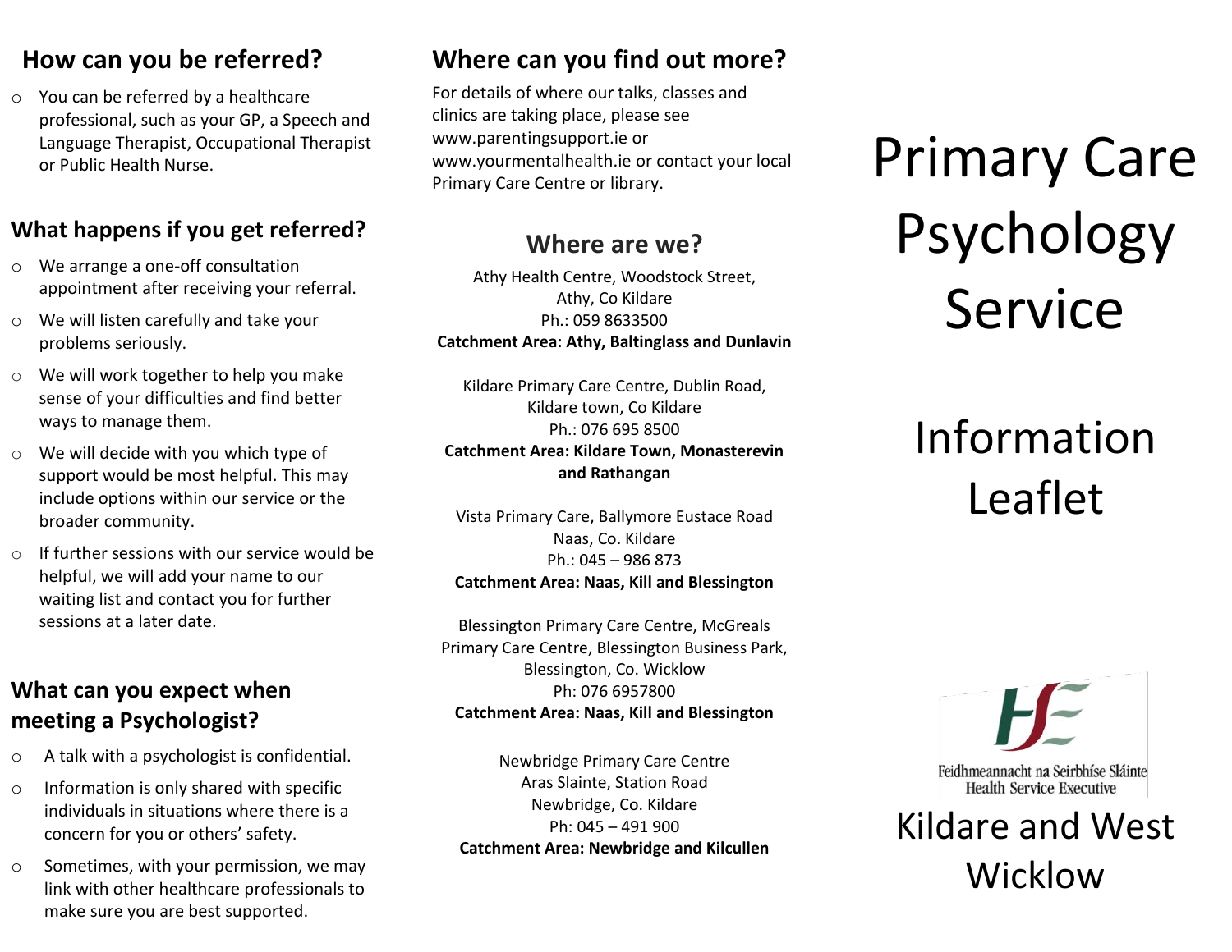## How can you be referred?

- You can be referred by a healthcare professional, such as your GP, a Speech and Language Therapist, Occupational Therapist or Public Health Nurse.

## What happens if you get referred?

- We arrange a one-off consultation appointment after receiving your referral.
- We will listen carefully and take your problems seriously.
- We will work together to help you make sense of your difficulties and find better ways to manage them.
- We will decide with you which type of support would be most helpful. This may include options within our service or the broader community.
- If further sessions with our service would be helpful, we will add your name to our waiting list and contact you for further sessions at a later date.

## What can you expect when meeting a Psychologist?

- A talk with a psychologist is confidential.
- Information is only shared with specific individuals in situations where there is a concern for you or others' safety.
- Sometimes, with your permission, we may link with other healthcare professionals to make sure you are best supported.

## Where can you find out more?

For details of where our talks, classes and clinics are taking place, please see www.parentingsupport.ie or www.yourmentalhealth.ie or contact your local Primary Care Centre or library.

## Where are we?

Athy Health Centre, Woodstock Street,
Athy, Co Kildare
Ph.: 059 8633500
**Catchment Area: Athy, Baltinglass and Dunlavin**

Kildare Primary Care Centre, Dublin Road,
Kildare town, Co Kildare
Ph.: 076 695 8500
**Catchment Area: Kildare Town, Monasterevin and Rathangan**

Vista Primary Care, Ballymore Eustace Road
Naas, Co. Kildare
Ph.: 045 – 986 873
**Catchment Area: Naas, Kill and Blessington**

Blessington Primary Care Centre, McGreals Primary Care Centre, Blessington Business Park,
Blessington, Co. Wicklow
Ph: 076 6957800
**Catchment Area: Naas, Kill and Blessington**

Newbridge Primary Care Centre
Aras Slainte, Station Road
Newbridge, Co. Kildare
Ph: 045 – 491 900
**Catchment Area: Newbridge and Kilcullen**

# Primary Care Psychology Service

# Information Leaflet

Feidhmeannacht na Seirbhíse Sláinte
Health Service Executive

## Kildare and West Wicklow